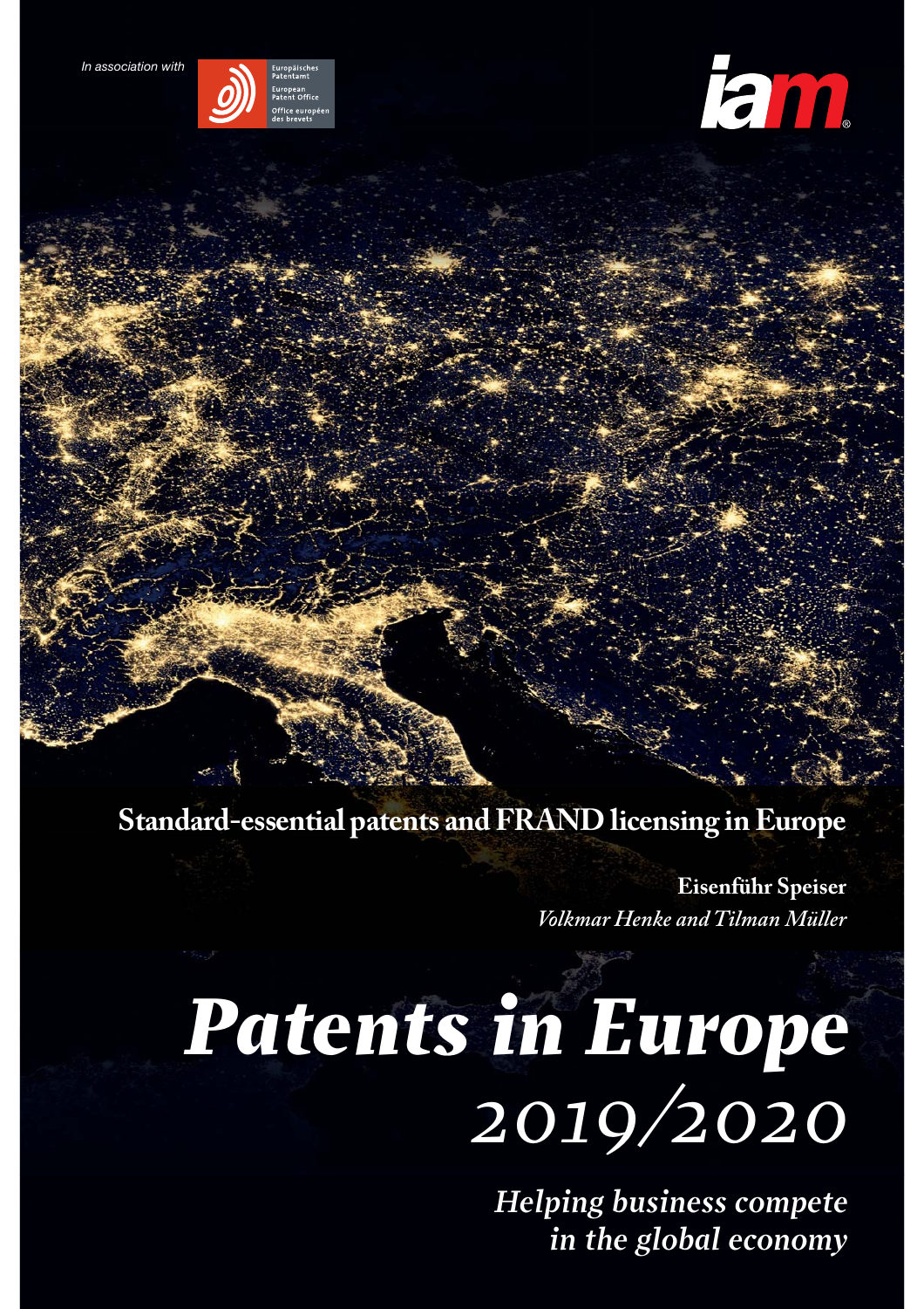In association with

Europäisches Patentamt
European Patent Office
Office européen des brevets

iam

# Standard-essential patents and FRAND licensing in Europe

**Eisenführ Speiser**

*Volkmar Henke and Tilman Müller*

# *Patents in Europe 2019/2020*

***Helping business compete in the global economy***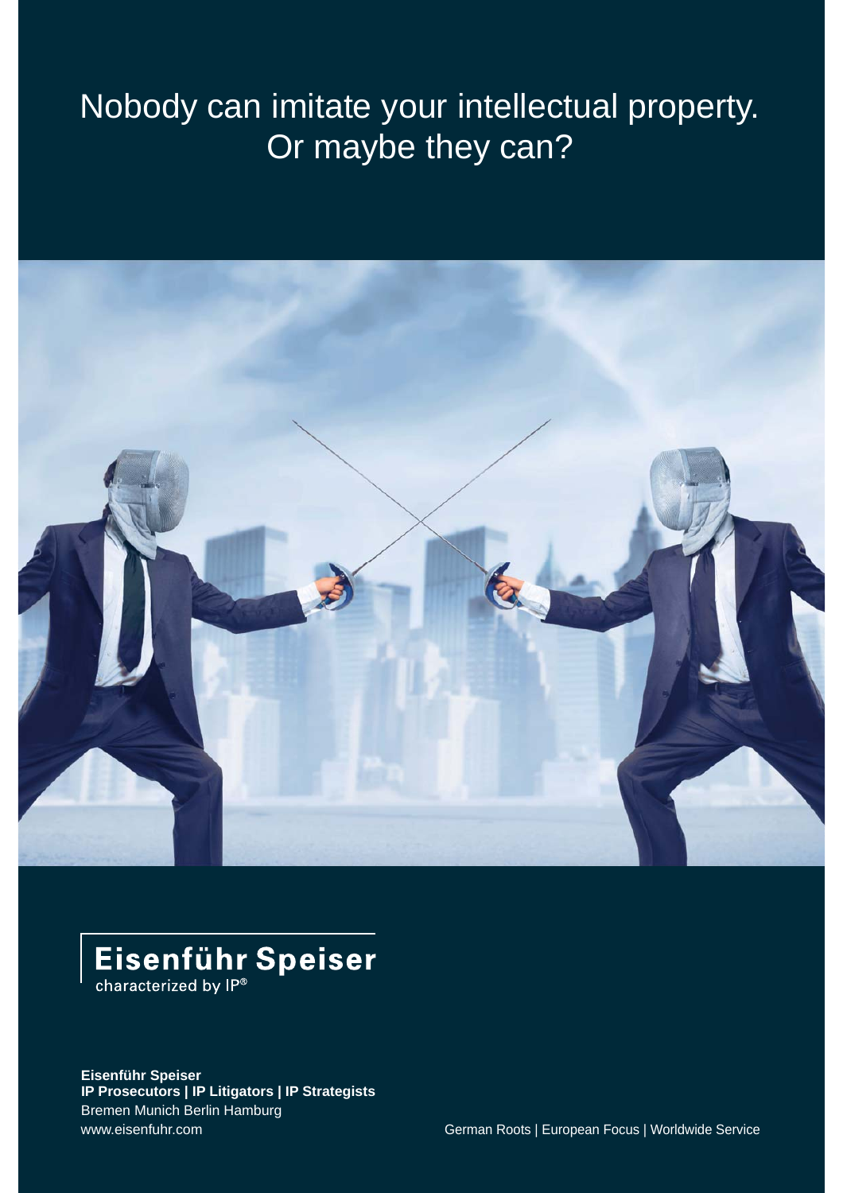# Nobody can imitate your intellectual property.
# Or maybe they can?

**Eisenführ Speiser**
characterized by IP®

**Eisenführ Speiser**
**IP Prosecutors | IP Litigators | IP Strategists**
Bremen Munich Berlin Hamburg
www.eisenfuhr.com

German Roots | European Focus | Worldwide Service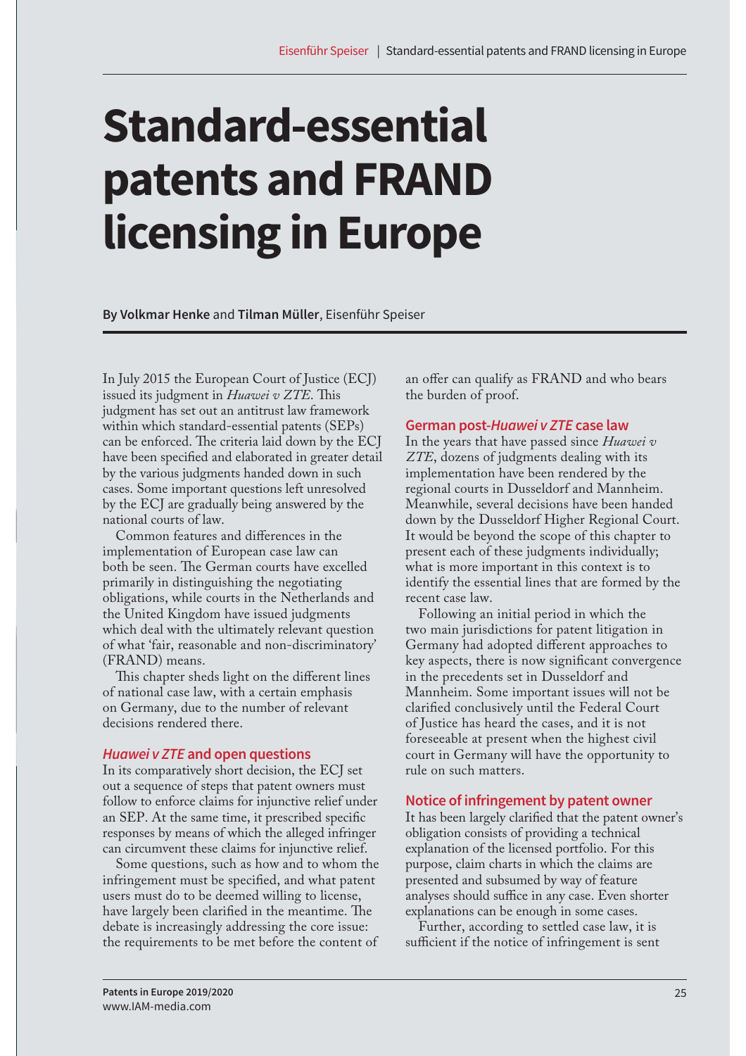# Standard-essential patents and FRAND licensing in Europe

By **Volkmar Henke** and **Tilman Müller**, Eisenführ Speiser

In July 2015 the European Court of Justice (ECJ) issued its judgment in *Huawei v ZTE*. This judgment has set out an antitrust law framework within which standard-essential patents (SEPs) can be enforced. The criteria laid down by the ECJ have been specified and elaborated in greater detail by the various judgments handed down in such cases. Some important questions left unresolved by the ECJ are gradually being answered by the national courts of law.

Common features and differences in the implementation of European case law can both be seen. The German courts have excelled primarily in distinguishing the negotiating obligations, while courts in the Netherlands and the United Kingdom have issued judgments which deal with the ultimately relevant question of what 'fair, reasonable and non-discriminatory' (FRAND) means.

This chapter sheds light on the different lines of national case law, with a certain emphasis on Germany, due to the number of relevant decisions rendered there.

## *Huawei v ZTE* and open questions

In its comparatively short decision, the ECJ set out a sequence of steps that patent owners must follow to enforce claims for injunctive relief under an SEP. At the same time, it prescribed specific responses by means of which the alleged infringer can circumvent these claims for injunctive relief.

Some questions, such as how and to whom the infringement must be specified, and what patent users must do to be deemed willing to license, have largely been clarified in the meantime. The debate is increasingly addressing the core issue: the requirements to be met before the content of an offer can qualify as FRAND and who bears the burden of proof.

## German post-*Huawei v ZTE* case law

In the years that have passed since *Huawei v ZTE*, dozens of judgments dealing with its implementation have been rendered by the regional courts in Dusseldorf and Mannheim. Meanwhile, several decisions have been handed down by the Dusseldorf Higher Regional Court. It would be beyond the scope of this chapter to present each of these judgments individually; what is more important in this context is to identify the essential lines that are formed by the recent case law.

Following an initial period in which the two main jurisdictions for patent litigation in Germany had adopted different approaches to key aspects, there is now significant convergence in the precedents set in Dusseldorf and Mannheim. Some important issues will not be clarified conclusively until the Federal Court of Justice has heard the cases, and it is not foreseeable at present when the highest civil court in Germany will have the opportunity to rule on such matters.

## Notice of infringement by patent owner

It has been largely clarified that the patent owner's obligation consists of providing a technical explanation of the licensed portfolio. For this purpose, claim charts in which the claims are presented and subsumed by way of feature analyses should suffice in any case. Even shorter explanations can be enough in some cases.

Further, according to settled case law, it is sufficient if the notice of infringement is sent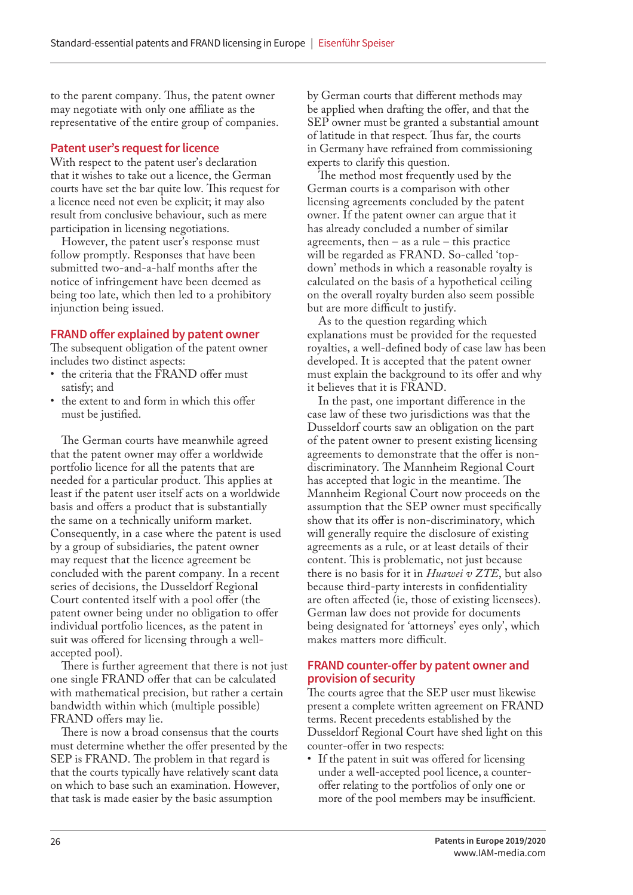to the parent company. Thus, the patent owner may negotiate with only one affiliate as the representative of the entire group of companies.

## Patent user's request for licence

With respect to the patent user's declaration that it wishes to take out a licence, the German courts have set the bar quite low. This request for a licence need not even be explicit; it may also result from conclusive behaviour, such as mere participation in licensing negotiations.

However, the patent user's response must follow promptly. Responses that have been submitted two-and-a-half months after the notice of infringement have been deemed as being too late, which then led to a prohibitory injunction being issued.

## FRAND offer explained by patent owner

The subsequent obligation of the patent owner includes two distinct aspects:

- the criteria that the FRAND offer must satisfy; and
- the extent to and form in which this offer must be justified.

The German courts have meanwhile agreed that the patent owner may offer a worldwide portfolio licence for all the patents that are needed for a particular product. This applies at least if the patent user itself acts on a worldwide basis and offers a product that is substantially the same on a technically uniform market. Consequently, in a case where the patent is used by a group of subsidiaries, the patent owner may request that the licence agreement be concluded with the parent company. In a recent series of decisions, the Dusseldorf Regional Court contented itself with a pool offer (the patent owner being under no obligation to offer individual portfolio licences, as the patent in suit was offered for licensing through a well-accepted pool).

There is further agreement that there is not just one single FRAND offer that can be calculated with mathematical precision, but rather a certain bandwidth within which (multiple possible) FRAND offers may lie.

There is now a broad consensus that the courts must determine whether the offer presented by the SEP is FRAND. The problem in that regard is that the courts typically have relatively scant data on which to base such an examination. However, that task is made easier by the basic assumption by German courts that different methods may be applied when drafting the offer, and that the SEP owner must be granted a substantial amount of latitude in that respect. Thus far, the courts in Germany have refrained from commissioning experts to clarify this question.

The method most frequently used by the German courts is a comparison with other licensing agreements concluded by the patent owner. If the patent owner can argue that it has already concluded a number of similar agreements, then – as a rule – this practice will be regarded as FRAND. So-called 'top-down' methods in which a reasonable royalty is calculated on the basis of a hypothetical ceiling on the overall royalty burden also seem possible but are more difficult to justify.

As to the question regarding which explanations must be provided for the requested royalties, a well-defined body of case law has been developed. It is accepted that the patent owner must explain the background to its offer and why it believes that it is FRAND.

In the past, one important difference in the case law of these two jurisdictions was that the Dusseldorf courts saw an obligation on the part of the patent owner to present existing licensing agreements to demonstrate that the offer is non-discriminatory. The Mannheim Regional Court has accepted that logic in the meantime. The Mannheim Regional Court now proceeds on the assumption that the SEP owner must specifically show that its offer is non-discriminatory, which will generally require the disclosure of existing agreements as a rule, or at least details of their content. This is problematic, not just because there is no basis for it in *Huawei v ZTE*, but also because third-party interests in confidentiality are often affected (ie, those of existing licensees). German law does not provide for documents being designated for 'attorneys' eyes only', which makes matters more difficult.

## FRAND counter-offer by patent owner and provision of security

The courts agree that the SEP user must likewise present a complete written agreement on FRAND terms. Recent precedents established by the Dusseldorf Regional Court have shed light on this counter-offer in two respects:

- If the patent in suit was offered for licensing under a well-accepted pool licence, a counter-offer relating to the portfolios of only one or more of the pool members may be insufficient.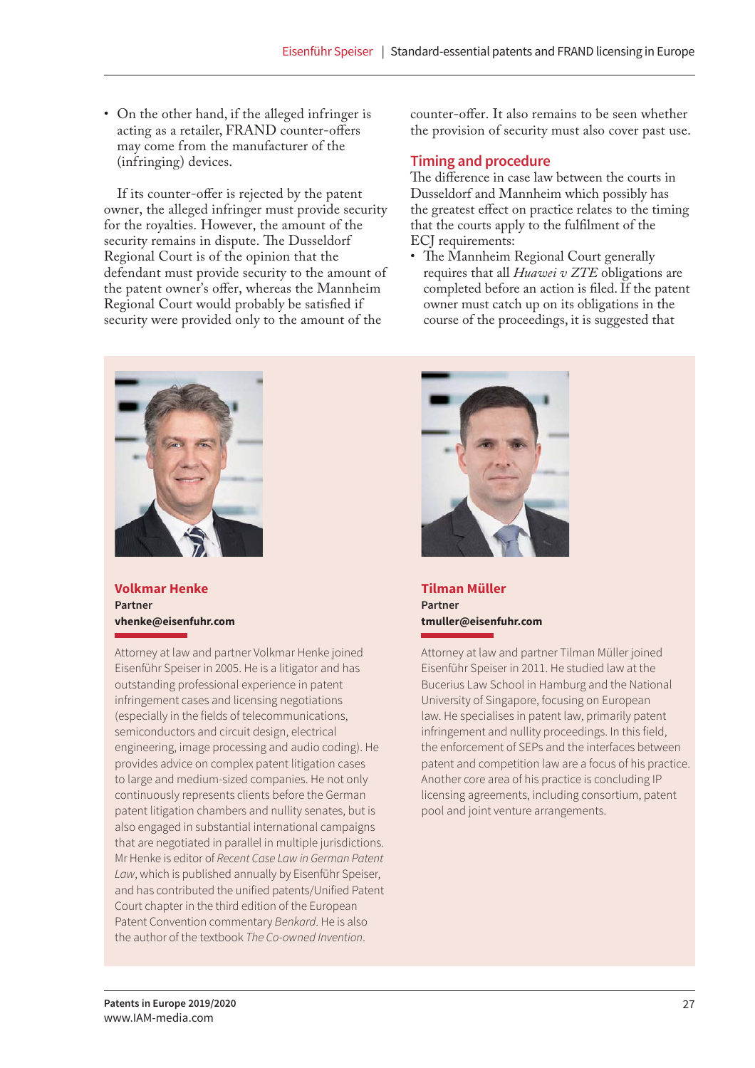- On the other hand, if the alleged infringer is acting as a retailer, FRAND counter-offers may come from the manufacturer of the (infringing) devices.

If its counter-offer is rejected by the patent owner, the alleged infringer must provide security for the royalties. However, the amount of the security remains in dispute. The Dusseldorf Regional Court is of the opinion that the defendant must provide security to the amount of the patent owner's offer, whereas the Mannheim Regional Court would probably be satisfied if security were provided only to the amount of the counter-offer. It also remains to be seen whether the provision of security must also cover past use.

## Timing and procedure

The difference in case law between the courts in Dusseldorf and Mannheim which possibly has the greatest effect on practice relates to the timing that the courts apply to the fulfilment of the ECJ requirements:

- The Mannheim Regional Court generally requires that all *Huawei v ZTE* obligations are completed before an action is filed. If the patent owner must catch up on its obligations in the course of the proceedings, it is suggested that

### Volkmar Henke

**Partner**

**vhenke@eisenfuhr.com**

Attorney at law and partner Volkmar Henke joined Eisenführ Speiser in 2005. He is a litigator and has outstanding professional experience in patent infringement cases and licensing negotiations (especially in the fields of telecommunications, semiconductors and circuit design, electrical engineering, image processing and audio coding). He provides advice on complex patent litigation cases to large and medium-sized companies. He not only continuously represents clients before the German patent litigation chambers and nullity senates, but is also engaged in substantial international campaigns that are negotiated in parallel in multiple jurisdictions. Mr Henke is editor of *Recent Case Law in German Patent Law*, which is published annually by Eisenführ Speiser, and has contributed the unified patents/Unified Patent Court chapter in the third edition of the European Patent Convention commentary *Benkard*. He is also the author of the textbook *The Co-owned Invention*.

### Tilman Müller

**Partner**

**tmuller@eisenfuhr.com**

Attorney at law and partner Tilman Müller joined Eisenführ Speiser in 2011. He studied law at the Bucerius Law School in Hamburg and the National University of Singapore, focusing on European law. He specialises in patent law, primarily patent infringement and nullity proceedings. In this field, the enforcement of SEPs and the interfaces between patent and competition law are a focus of his practice. Another core area of his practice is concluding IP licensing agreements, including consortium, patent pool and joint venture arrangements.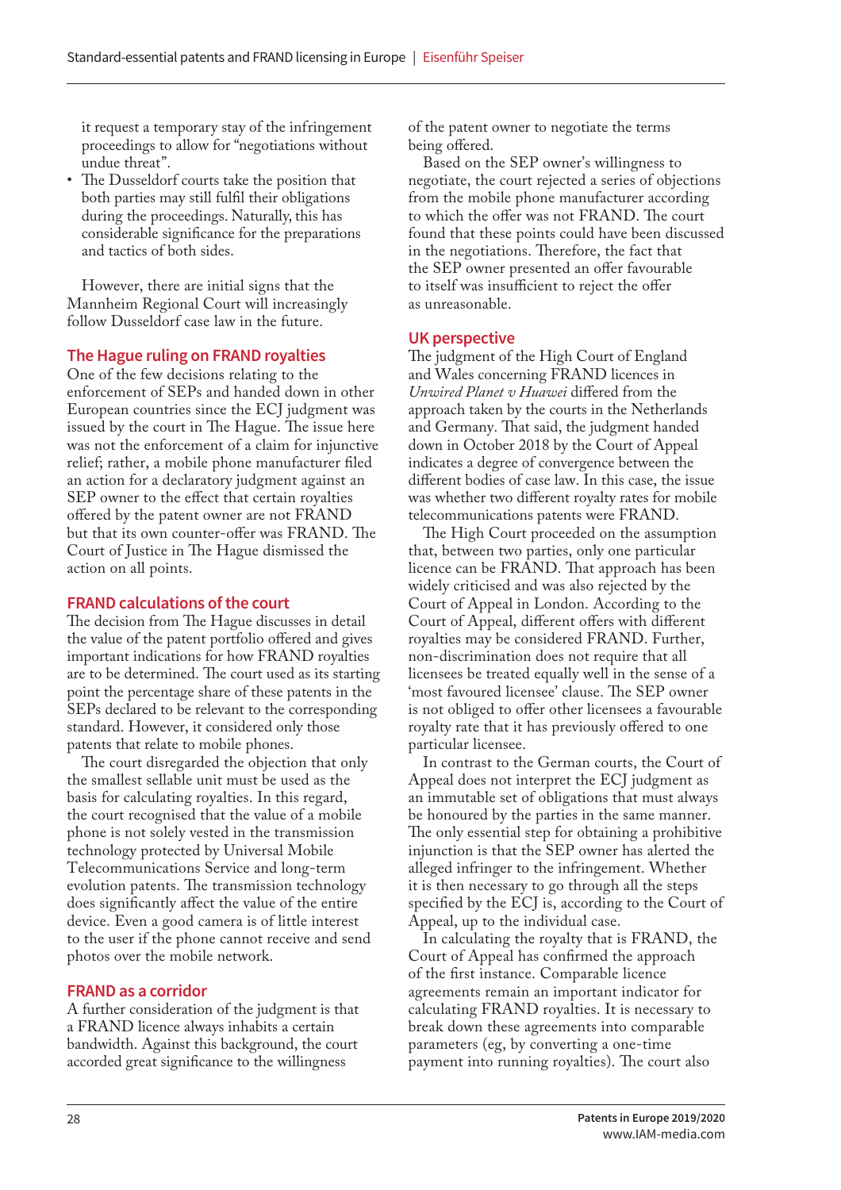it request a temporary stay of the infringement proceedings to allow for "negotiations without undue threat".

- The Dusseldorf courts take the position that both parties may still fulfil their obligations during the proceedings. Naturally, this has considerable significance for the preparations and tactics of both sides.

However, there are initial signs that the Mannheim Regional Court will increasingly follow Dusseldorf case law in the future.

### The Hague ruling on FRAND royalties

One of the few decisions relating to the enforcement of SEPs and handed down in other European countries since the ECJ judgment was issued by the court in The Hague. The issue here was not the enforcement of a claim for injunctive relief; rather, a mobile phone manufacturer filed an action for a declaratory judgment against an SEP owner to the effect that certain royalties offered by the patent owner are not FRAND but that its own counter-offer was FRAND. The Court of Justice in The Hague dismissed the action on all points.

### FRAND calculations of the court

The decision from The Hague discusses in detail the value of the patent portfolio offered and gives important indications for how FRAND royalties are to be determined. The court used as its starting point the percentage share of these patents in the SEPs declared to be relevant to the corresponding standard. However, it considered only those patents that relate to mobile phones.

The court disregarded the objection that only the smallest sellable unit must be used as the basis for calculating royalties. In this regard, the court recognised that the value of a mobile phone is not solely vested in the transmission technology protected by Universal Mobile Telecommunications Service and long-term evolution patents. The transmission technology does significantly affect the value of the entire device. Even a good camera is of little interest to the user if the phone cannot receive and send photos over the mobile network.

### FRAND as a corridor

A further consideration of the judgment is that a FRAND licence always inhabits a certain bandwidth. Against this background, the court accorded great significance to the willingness of the patent owner to negotiate the terms being offered.

Based on the SEP owner's willingness to negotiate, the court rejected a series of objections from the mobile phone manufacturer according to which the offer was not FRAND. The court found that these points could have been discussed in the negotiations. Therefore, the fact that the SEP owner presented an offer favourable to itself was insufficient to reject the offer as unreasonable.

### UK perspective

The judgment of the High Court of England and Wales concerning FRAND licences in *Unwired Planet v Huawei* differed from the approach taken by the courts in the Netherlands and Germany. That said, the judgment handed down in October 2018 by the Court of Appeal indicates a degree of convergence between the different bodies of case law. In this case, the issue was whether two different royalty rates for mobile telecommunications patents were FRAND.

The High Court proceeded on the assumption that, between two parties, only one particular licence can be FRAND. That approach has been widely criticised and was also rejected by the Court of Appeal in London. According to the Court of Appeal, different offers with different royalties may be considered FRAND. Further, non-discrimination does not require that all licensees be treated equally well in the sense of a 'most favoured licensee' clause. The SEP owner is not obliged to offer other licensees a favourable royalty rate that it has previously offered to one particular licensee.

In contrast to the German courts, the Court of Appeal does not interpret the ECJ judgment as an immutable set of obligations that must always be honoured by the parties in the same manner. The only essential step for obtaining a prohibitive injunction is that the SEP owner has alerted the alleged infringer to the infringement. Whether it is then necessary to go through all the steps specified by the ECJ is, according to the Court of Appeal, up to the individual case.

In calculating the royalty that is FRAND, the Court of Appeal has confirmed the approach of the first instance. Comparable licence agreements remain an important indicator for calculating FRAND royalties. It is necessary to break down these agreements into comparable parameters (eg, by converting a one-time payment into running royalties). The court also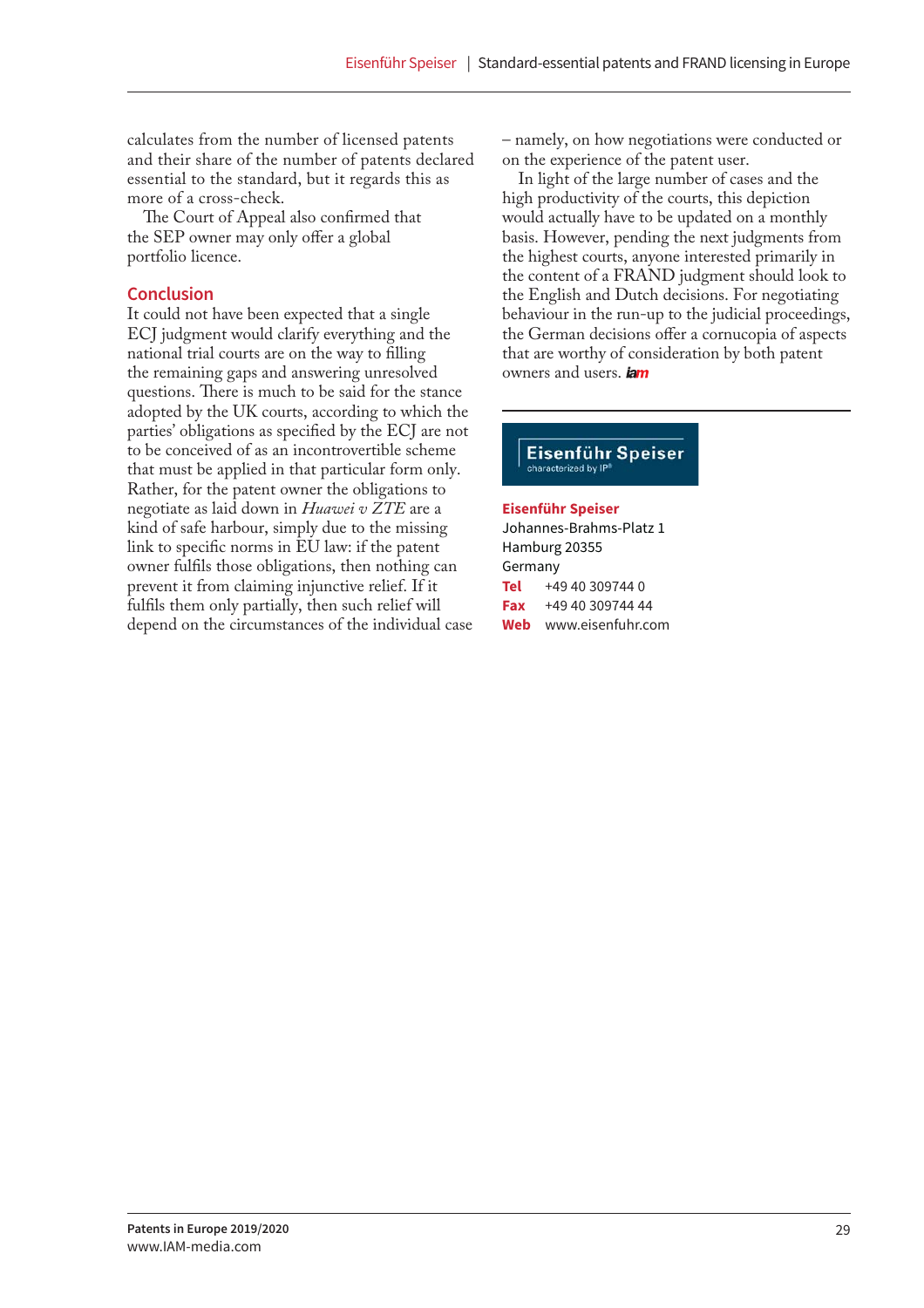calculates from the number of licensed patents and their share of the number of patents declared essential to the standard, but it regards this as more of a cross-check.

The Court of Appeal also confirmed that the SEP owner may only offer a global portfolio licence.

## Conclusion

It could not have been expected that a single ECJ judgment would clarify everything and the national trial courts are on the way to filling the remaining gaps and answering unresolved questions. There is much to be said for the stance adopted by the UK courts, according to which the parties' obligations as specified by the ECJ are not to be conceived of as an incontrovertible scheme that must be applied in that particular form only. Rather, for the patent owner the obligations to negotiate as laid down in *Huawei v ZTE* are a kind of safe harbour, simply due to the missing link to specific norms in EU law: if the patent owner fulfils those obligations, then nothing can prevent it from claiming injunctive relief. If it fulfils them only partially, then such relief will depend on the circumstances of the individual case – namely, on how negotiations were conducted or on the experience of the patent user.

In light of the large number of cases and the high productivity of the courts, this depiction would actually have to be updated on a monthly basis. However, pending the next judgments from the highest courts, anyone interested primarily in the content of a FRAND judgment should look to the English and Dutch decisions. For negotiating behaviour in the run-up to the judicial proceedings, the German decisions offer a cornucopia of aspects that are worthy of consideration by both patent owners and users. *iam*

Eisenführ Speiser
characterized by IP®

**Eisenführ Speiser**
Johannes-Brahms-Platz 1
Hamburg 20355
Germany
**Tel** +49 40 309744 0
**Fax** +49 40 309744 44
**Web** www.eisenfuhr.com